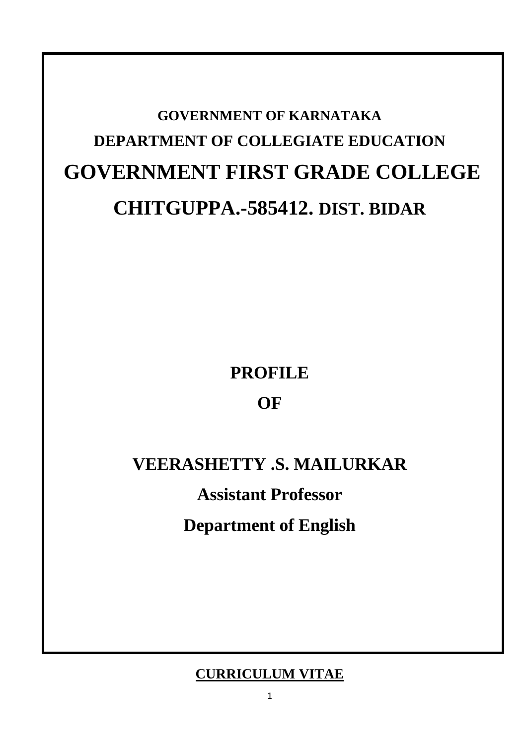**GOVERNMENT OF KARNATAKA**

**DEPARTMENT OF COLLEGIATE EDUCATION**

# GOVERNMENT FIRST GRADE COLLEGE

## CHITGUPPA.-585412. DIST. BIDAR

**PROFILE**

**OF**

## VEERASHETTY .S. MAILURKAR

**Assistant Professor**

**Department of English**

**CURRICULUM VITAE**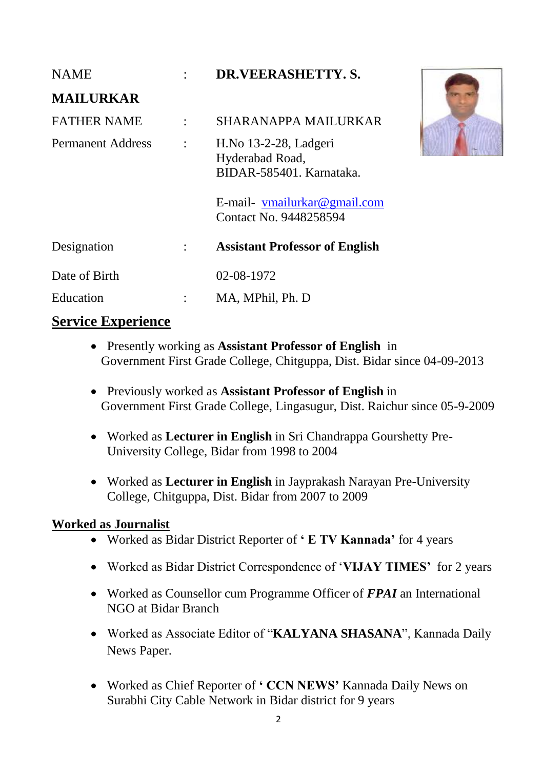NAME : **DR.VEERASHETTY. S. MAILURKAR**

FATHER NAME : SHARANAPPA MAILURKAR

Permanent Address : H.No 13-2-28, Ladgeri
Hyderabad Road,
BIDAR-585401. Karnataka.

E-mail- vmailurkar@gmail.com
Contact No. 9448258594

Designation : **Assistant Professor of English**

Date of Birth 02-08-1972

Education : MA, MPhil, Ph. D

## Service Experience

- Presently working as **Assistant Professor of English** in Government First Grade College, Chitguppa, Dist. Bidar since 04-09-2013
- Previously worked as **Assistant Professor of English** in Government First Grade College, Lingasugur, Dist. Raichur since 05-9-2009
- Worked as **Lecturer in English** in Sri Chandrappa Gourshetty Pre-University College, Bidar from 1998 to 2004
- Worked as **Lecturer in English** in Jayprakash Narayan Pre-University College, Chitguppa, Dist. Bidar from 2007 to 2009

## Worked as Journalist

- Worked as Bidar District Reporter of **' E TV Kannada'** for 4 years
- Worked as Bidar District Correspondence of '**VIJAY TIMES'** for 2 years
- Worked as Counsellor cum Programme Officer of ***FPAI*** an International NGO at Bidar Branch
- Worked as Associate Editor of "**KALYANA SHASANA**", Kannada Daily News Paper.
- Worked as Chief Reporter of **' CCN NEWS'** Kannada Daily News on Surabhi City Cable Network in Bidar district for 9 years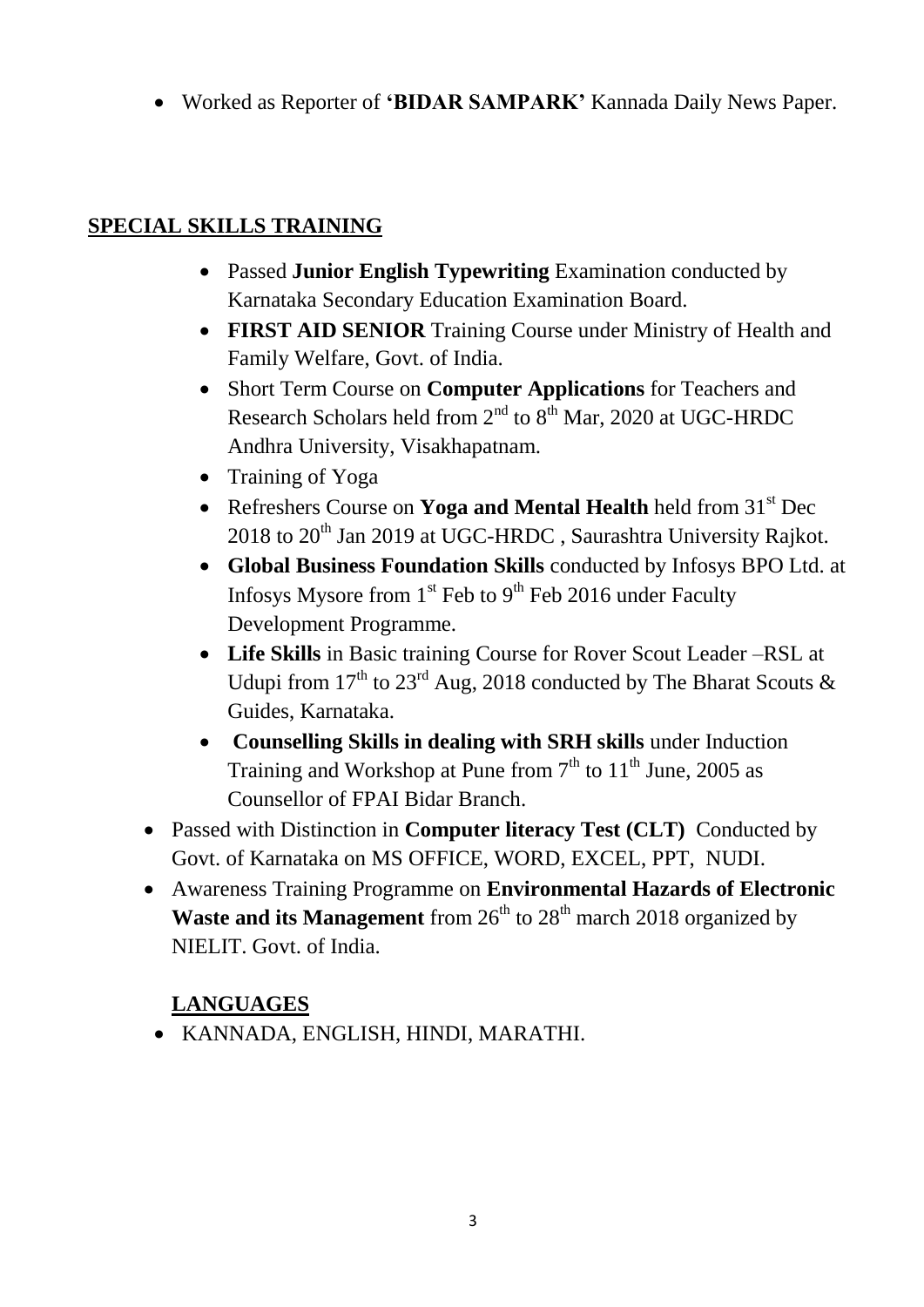- Worked as Reporter of **'BIDAR SAMPARK'** Kannada Daily News Paper.

## SPECIAL SKILLS TRAINING

- Passed **Junior English Typewriting** Examination conducted by Karnataka Secondary Education Examination Board.
- **FIRST AID SENIOR** Training Course under Ministry of Health and Family Welfare, Govt. of India.
- Short Term Course on **Computer Applications** for Teachers and Research Scholars held from 2nd to 8th Mar, 2020 at UGC-HRDC Andhra University, Visakhapatnam.
- Training of Yoga
- Refreshers Course on **Yoga and Mental Health** held from 31st Dec 2018 to 20th Jan 2019 at UGC-HRDC , Saurashtra University Rajkot.
- **Global Business Foundation Skills** conducted by Infosys BPO Ltd. at Infosys Mysore from 1st Feb to 9th Feb 2016 under Faculty Development Programme.
- **Life Skills** in Basic training Course for Rover Scout Leader –RSL at Udupi from 17th to 23rd Aug, 2018 conducted by The Bharat Scouts & Guides, Karnataka.
- **Counselling Skills in dealing with SRH skills** under Induction Training and Workshop at Pune from 7th to 11th June, 2005 as Counsellor of FPAI Bidar Branch.
- Passed with Distinction in **Computer literacy Test (CLT)** Conducted by Govt. of Karnataka on MS OFFICE, WORD, EXCEL, PPT, NUDI.
- Awareness Training Programme on **Environmental Hazards of Electronic Waste and its Management** from 26th to 28th march 2018 organized by NIELIT. Govt. of India.

## LANGUAGES

- KANNADA, ENGLISH, HINDI, MARATHI.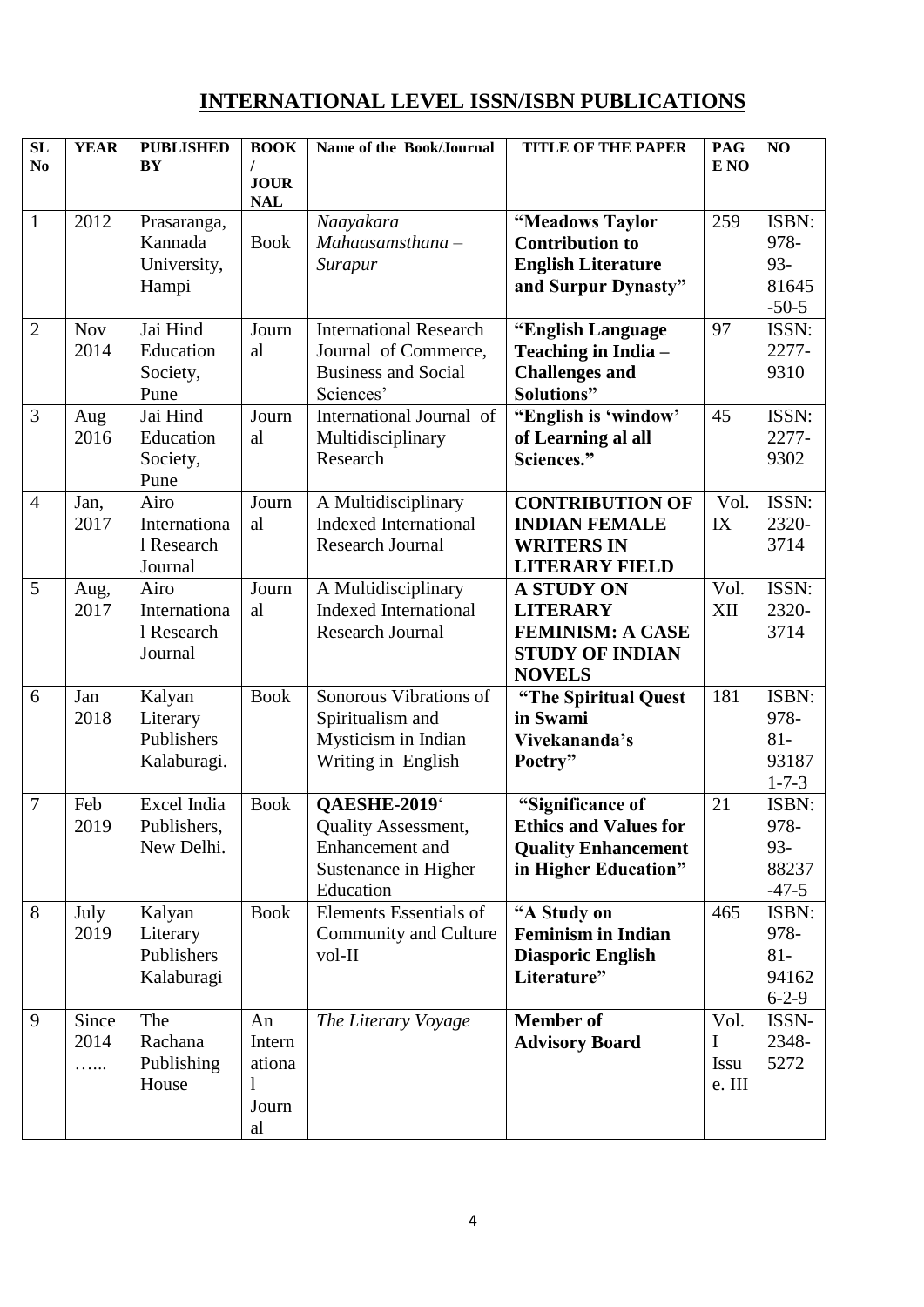## INTERNATIONAL LEVEL ISSN/ISBN PUBLICATIONS

| SL No | YEAR | PUBLISHED BY | BOOK / JOURNAL | Name of the Book/Journal | TITLE OF THE PAPER | PAGE NO | NO |
|---|---|---|---|---|---|---|---|
| 1 | 2012 | Prasaranga, Kannada University, Hampi | Book | *Naayakara Mahaasamsthana – Surapur* | **"Meadows Taylor Contribution to English Literature and Surpur Dynasty"** | 259 | ISBN: 978-93-81645-50-5 |
| 2 | Nov 2014 | Jai Hind Education Society, Pune | Journal | International Research Journal of Commerce, Business and Social Sciences' | **"English Language Teaching in India – Challenges and Solutions"** | 97 | ISSN: 2277-9310 |
| 3 | Aug 2016 | Jai Hind Education Society, Pune | Journal | International Journal of Multidisciplinary Research | **"English is 'window' of Learning al all Sciences."** | 45 | ISSN: 2277-9302 |
| 4 | Jan, 2017 | Airo International Research Journal | Journal | A Multidisciplinary Indexed International Research Journal | **CONTRIBUTION OF INDIAN FEMALE WRITERS IN LITERARY FIELD** | Vol. IX | ISSN: 2320-3714 |
| 5 | Aug, 2017 | Airo International Research Journal | Journal | A Multidisciplinary Indexed International Research Journal | **A STUDY ON LITERARY FEMINISM: A CASE STUDY OF INDIAN NOVELS** | Vol. XII | ISSN: 2320-3714 |
| 6 | Jan 2018 | Kalyan Literary Publishers Kalaburagi. | Book | Sonorous Vibrations of Spiritualism and Mysticism in Indian Writing in English | **"The Spiritual Quest in Swami Vivekananda's Poetry"** | 181 | ISBN: 978-81-93187-1-7-3 |
| 7 | Feb 2019 | Excel India Publishers, New Delhi. | Book | **QAESHE-2019'** Quality Assessment, Enhancement and Sustenance in Higher Education | **"Significance of Ethics and Values for Quality Enhancement in Higher Education"** | 21 | ISBN: 978-93-88237-47-5 |
| 8 | July 2019 | Kalyan Literary Publishers Kalaburagi | Book | Elements Essentials of Community and Culture vol-II | **"A Study on Feminism in Indian Diasporic English Literature"** | 465 | ISBN: 978-81-94162-6-2-9 |
| 9 | Since 2014 …... | The Rachana Publishing House | An International Journal | *The Literary Voyage* | **Member of Advisory Board** | Vol. I Issue. III | ISSN-2348-5272 |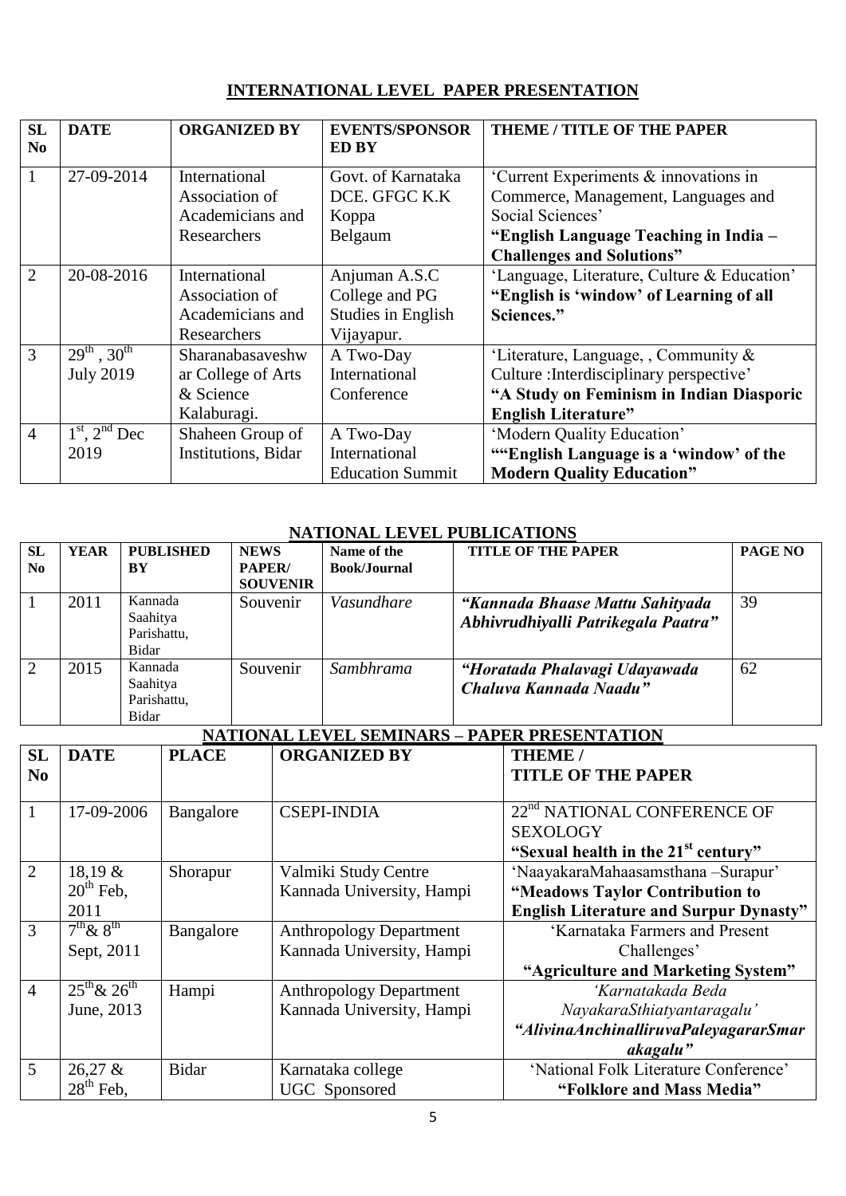## INTERNATIONAL LEVEL PAPER PRESENTATION

| SL No | DATE | ORGANIZED BY | EVENTS/SPONSORED BY | THEME / TITLE OF THE PAPER |
|---|---|---|---|---|
| 1 | 27-09-2014 | International Association of Academicians and Researchers | Govt. of Karnataka DCE. GFGC K.K Koppa Belgaum | 'Current Experiments & innovations in Commerce, Management, Languages and Social Sciences' **"English Language Teaching in India – Challenges and Solutions"** |
| 2 | 20-08-2016 | International Association of Academicians and Researchers | Anjuman A.S.C College and PG Studies in English Vijayapur. | 'Language, Literature, Culture & Education' **"English is 'window' of Learning of all Sciences."** |
| 3 | 29th , 30th July 2019 | Sharanabasaveshwar College of Arts & Science Kalaburagi. | A Two-Day International Conference | 'Literature, Language, , Community & Culture :Interdisciplinary perspective' **"A Study on Feminism in Indian Diasporic English Literature"** |
| 4 | 1st, 2nd Dec 2019 | Shaheen Group of Institutions, Bidar | A Two-Day International Education Summit | 'Modern Quality Education' **""English Language is a 'window' of the Modern Quality Education"** |

## NATIONAL LEVEL PUBLICATIONS

| SL No | YEAR | PUBLISHED BY | NEWS PAPER/ SOUVENIR | Name of the Book/Journal | TITLE OF THE PAPER | PAGE NO |
|---|---|---|---|---|---|---|
| 1 | 2011 | Kannada Saahitya Parishattu, Bidar | Souvenir | *Vasundhare* | ***"Kannada Bhaase Mattu Sahityada Abhivrudhiyalli Patrikegala Paatra"*** | 39 |
| 2 | 2015 | Kannada Saahitya Parishattu, Bidar | Souvenir | *Sambhrama* | ***"Horatada Phalavagi Udayawada Chaluva Kannada Naadu"*** | 62 |

## NATIONAL LEVEL SEMINARS – PAPER PRESENTATION

| SL No | DATE | PLACE | ORGANIZED BY | THEME / TITLE OF THE PAPER |
|---|---|---|---|---|
| 1 | 17-09-2006 | Bangalore | CSEPI-INDIA | 22nd NATIONAL CONFERENCE OF SEXOLOGY **"Sexual health in the 21st century"** |
| 2 | 18,19 & 20th Feb, 2011 | Shorapur | Valmiki Study Centre Kannada University, Hampi | 'NaayakaraMahaasamsthana –Surapur' **"Meadows Taylor Contribution to English Literature and Surpur Dynasty"** |
| 3 | 7th& 8th Sept, 2011 | Bangalore | Anthropology Department Kannada University, Hampi | 'Karnataka Farmers and Present Challenges' **"Agriculture and Marketing System"** |
| 4 | 25th& 26th June, 2013 | Hampi | Anthropology Department Kannada University, Hampi | *'Karnatakada Beda NayakaraSthiatyantaragalu'* ***"AlivinaAnchinalliruvaPaleyagararSmarakagalu"*** |
| 5 | 26,27 & 28th Feb, | Bidar | Karnataka college UGC Sponsored | 'National Folk Literature Conference' **"Folklore and Mass Media"** |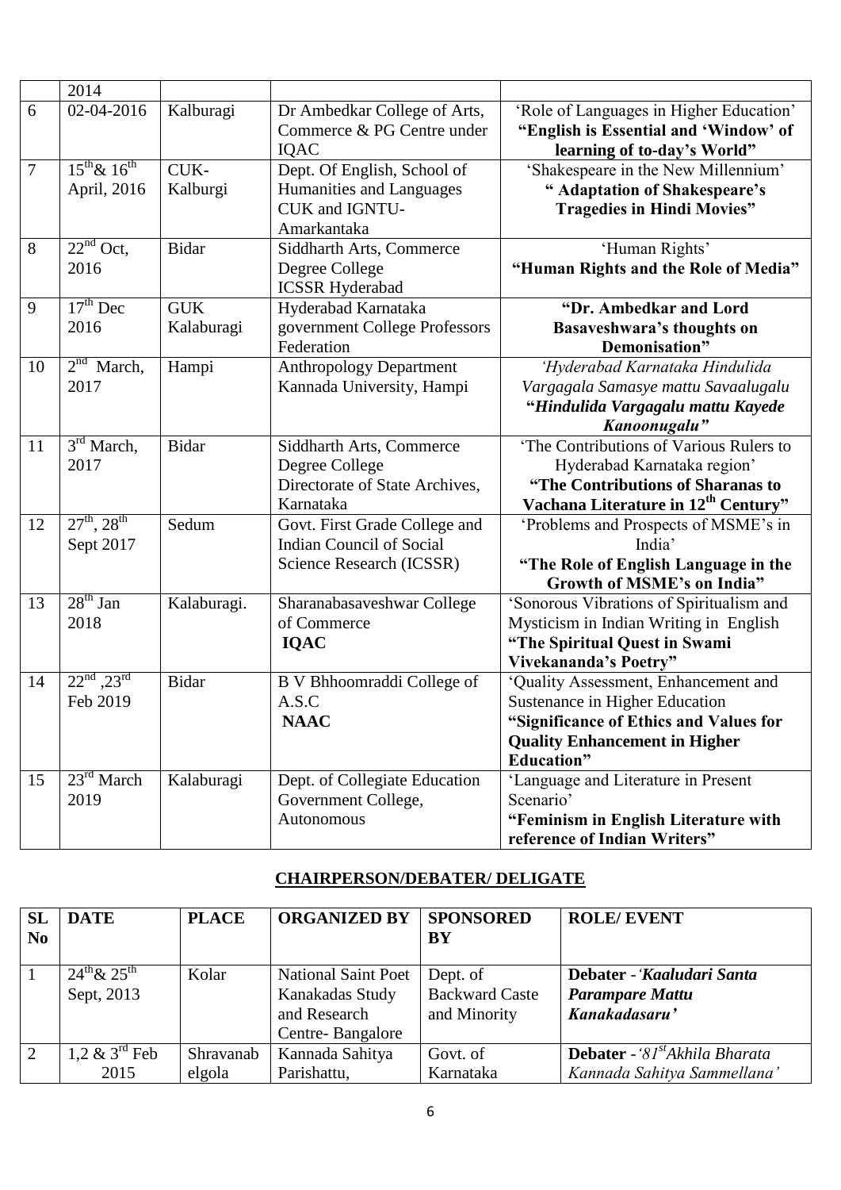|  | 2014 |  |  |  |
|---|---|---|---|---|
| 6 | 02-04-2016 | Kalburagi | Dr Ambedkar College of Arts, Commerce & PG Centre under IQAC | 'Role of Languages in Higher Education' **"English is Essential and 'Window' of learning of to-day's World"** |
| 7 | 15th& 16th April, 2016 | CUK-Kalburgi | Dept. Of English, School of Humanities and Languages CUK and IGNTU-Amarkantaka | 'Shakespeare in the New Millennium' **" Adaptation of Shakespeare's Tragedies in Hindi Movies"** |
| 8 | 22nd Oct, 2016 | Bidar | Siddharth Arts, Commerce Degree College ICSSR Hyderabad | 'Human Rights' **"Human Rights and the Role of Media"** |
| 9 | 17th Dec 2016 | GUK Kalaburagi | Hyderabad Karnataka government College Professors Federation | **"Dr. Ambedkar and Lord Basaveshwara's thoughts on Demonisation"** |
| 10 | 2nd March, 2017 | Hampi | Anthropology Department Kannada University, Hampi | *'Hyderabad Karnataka Hindulida Vargagala Samasye mattu Savaalugalu* ***"Hindulida Vargagalu mattu Kayede Kanoonugalu"*** |
| 11 | 3rd March, 2017 | Bidar | Siddharth Arts, Commerce Degree College Directorate of State Archives, Karnataka | 'The Contributions of Various Rulers to Hyderabad Karnataka region' **"The Contributions of Sharanas to Vachana Literature in 12th Century"** |
| 12 | 27th, 28th Sept 2017 | Sedum | Govt. First Grade College and Indian Council of Social Science Research (ICSSR) | 'Problems and Prospects of MSME's in India' **"The Role of English Language in the Growth of MSME's on India"** |
| 13 | 28th Jan 2018 | Kalaburagi. | Sharanabasaveshwar College of Commerce **IQAC** | 'Sonorous Vibrations of Spiritualism and Mysticism in Indian Writing in English **"The Spiritual Quest in Swami Vivekananda's Poetry"** |
| 14 | 22nd ,23rd Feb 2019 | Bidar | B V Bhhoomraddi College of A.S.C **NAAC** | 'Quality Assessment, Enhancement and Sustenance in Higher Education **"Significance of Ethics and Values for Quality Enhancement in Higher Education"** |
| 15 | 23rd March 2019 | Kalaburagi | Dept. of Collegiate Education Government College, Autonomous | 'Language and Literature in Present Scenario' **"Feminism in English Literature with reference of Indian Writers"** |

## CHAIRPERSON/DEBATER/ DELIGATE

| SL No | DATE | PLACE | ORGANIZED BY | SPONSORED BY | ROLE/ EVENT |
|---|---|---|---|---|---|
| 1 | 24th& 25th Sept, 2013 | Kolar | National Saint Poet Kanakadas Study and Research Centre- Bangalore | Dept. of Backward Caste and Minority | **Debater** - ***'Kaaludari Santa Parampare Mattu Kanakadasaru'*** |
| 2 | 1,2 & 3rd Feb 2015 | Shravanabelgola | Kannada Sahitya Parishattu, | Govt. of Karnataka | **Debater** - *'81st Akhila Bharata Kannada Sahitya Sammellana'* |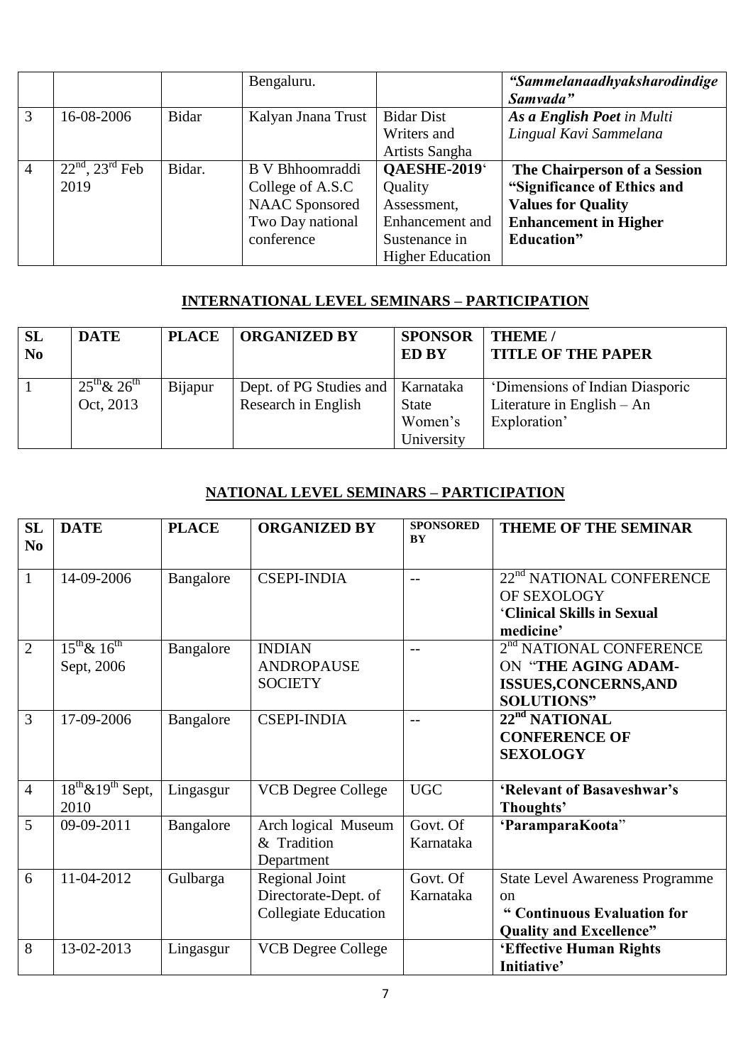|  |  |  | Bengaluru. |  | *"Sammelanaadhyaksharodindige Samvada"* |
|---|---|---|---|---|---|
| 3 | 16-08-2006 | Bidar | Kalyan Jnana Trust | Bidar Dist Writers and Artists Sangha | ***As a English Poet** in Multi Lingual Kavi Sammelana* |
| 4 | $22^{nd}$, $23^{rd}$ Feb 2019 | Bidar. | B V Bhhoomraddi College of A.S.C NAAC Sponsored Two Day national conference | **QAESHE-2019'** Quality Assessment, Enhancement and Sustenance in Higher Education | **The Chairperson of a Session "Significance of Ethics and Values for Quality Enhancement in Higher Education"** |

## INTERNATIONAL LEVEL SEMINARS – PARTICIPATION

| SL No | DATE | PLACE | ORGANIZED BY | SPONSORED BY | THEME / TITLE OF THE PAPER |
|---|---|---|---|---|---|
| 1 | $25^{th}$& $26^{th}$ Oct, 2013 | Bijapur | Dept. of PG Studies and Research in English | Karnataka State Women's University | 'Dimensions of Indian Diasporic Literature in English – An Exploration' |

## NATIONAL LEVEL SEMINARS – PARTICIPATION

| SL No | DATE | PLACE | ORGANIZED BY | SPONSORED BY | THEME OF THE SEMINAR |
|---|---|---|---|---|---|
| 1 | 14-09-2006 | Bangalore | CSEPI-INDIA | -- | $22^{nd}$ NATIONAL CONFERENCE OF SEXOLOGY '**Clinical Skills in Sexual medicine'** |
| 2 | $15^{th}$& $16^{th}$ Sept, 2006 | Bangalore | INDIAN ANDROPAUSE SOCIETY | -- | $2^{nd}$ NATIONAL CONFERENCE ON "**THE AGING ADAM- ISSUES,CONCERNS,AND SOLUTIONS"** |
| 3 | 17-09-2006 | Bangalore | CSEPI-INDIA | -- | **$22^{nd}$ NATIONAL CONFERENCE OF SEXOLOGY** |
| 4 | $18^{th}$&$19^{th}$ Sept, 2010 | Lingasgur | VCB Degree College | UGC | **'Relevant of Basaveshwar's Thoughts'** |
| 5 | 09-09-2011 | Bangalore | Arch logical Museum & Tradition Department | Govt. Of Karnataka | **'ParamparaKoota**" |
| 6 | 11-04-2012 | Gulbarga | Regional Joint Directorate-Dept. of Collegiate Education | Govt. Of Karnataka | State Level Awareness Programme on **" Continuous Evaluation for Quality and Excellence"** |
| 8 | 13-02-2013 | Lingasgur | VCB Degree College |  | **'Effective Human Rights Initiative'** |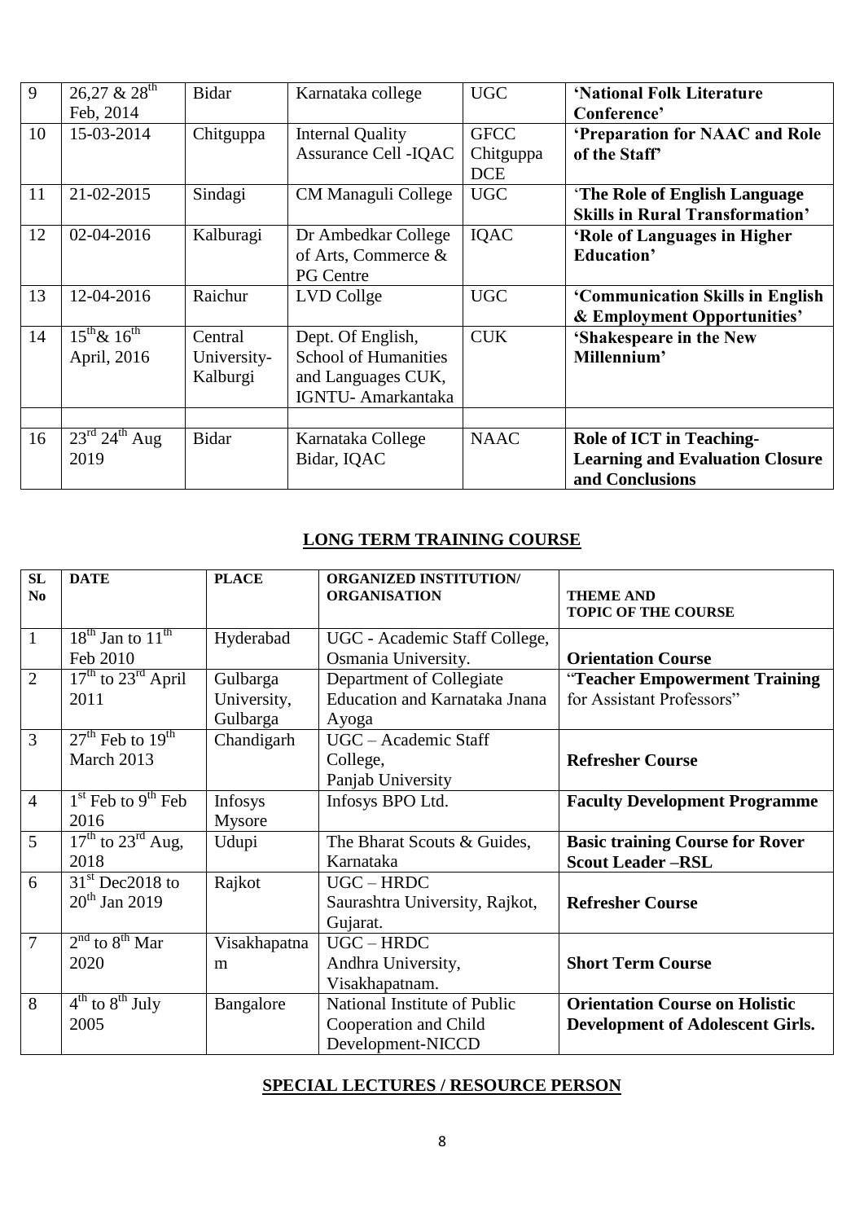| 9 | 26,27 & 28th Feb, 2014 | Bidar | Karnataka college | UGC | **'National Folk Literature Conference'** |
|---|---|---|---|---|---|
| 10 | 15-03-2014 | Chitguppa | Internal Quality Assurance Cell -IQAC | GFCC Chitguppa DCE | **'Preparation for NAAC and Role of the Staff'** |
| 11 | 21-02-2015 | Sindagi | CM Managuli College | UGC | **'The Role of English Language Skills in Rural Transformation'** |
| 12 | 02-04-2016 | Kalburagi | Dr Ambedkar College of Arts, Commerce & PG Centre | IQAC | **'Role of Languages in Higher Education'** |
| 13 | 12-04-2016 | Raichur | LVD Collge | UGC | **'Communication Skills in English & Employment Opportunities'** |
| 14 | 15th& 16th April, 2016 | Central University-Kalburgi | Dept. Of English, School of Humanities and Languages CUK, IGNTU- Amarkantaka | CUK | **'Shakespeare in the New Millennium'** |
| | | | | | |
| 16 | 23rd 24th Aug 2019 | Bidar | Karnataka College Bidar, IQAC | NAAC | **Role of ICT in Teaching-Learning and Evaluation Closure and Conclusions** |

## LONG TERM TRAINING COURSE

| SL No | DATE | PLACE | ORGANIZED INSTITUTION/ ORGANISATION | THEME AND TOPIC OF THE COURSE |
|---|---|---|---|---|
| 1 | 18th Jan to 11th Feb 2010 | Hyderabad | UGC - Academic Staff College, Osmania University. | **Orientation Course** |
| 2 | 17th to 23rd April 2011 | Gulbarga University, Gulbarga | Department of Collegiate Education and Karnataka Jnana Ayoga | "**Teacher Empowerment Training** for Assistant Professors" |
| 3 | 27th Feb to 19th March 2013 | Chandigarh | UGC – Academic Staff College, Panjab University | **Refresher Course** |
| 4 | 1st Feb to 9th Feb 2016 | Infosys Mysore | Infosys BPO Ltd. | **Faculty Development Programme** |
| 5 | 17th to 23rd Aug, 2018 | Udupi | The Bharat Scouts & Guides, Karnataka | **Basic training Course for Rover Scout Leader –RSL** |
| 6 | 31st Dec2018 to 20th Jan 2019 | Rajkot | UGC – HRDC Saurashtra University, Rajkot, Gujarat. | **Refresher Course** |
| 7 | 2nd to 8th Mar 2020 | Visakhapatnam | UGC – HRDC Andhra University, Visakhapatnam. | **Short Term Course** |
| 8 | 4th to 8th July 2005 | Bangalore | National Institute of Public Cooperation and Child Development-NICCD | **Orientation Course on Holistic Development of Adolescent Girls.** |

## SPECIAL LECTURES / RESOURCE PERSON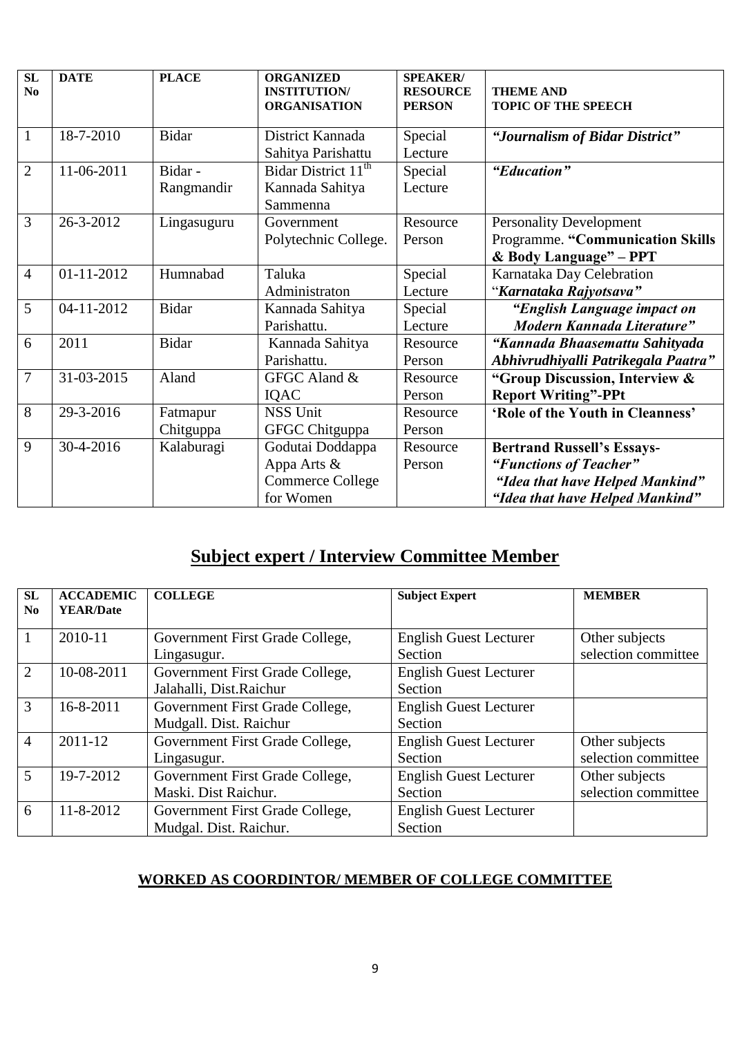| SL No | DATE | PLACE | ORGANIZED INSTITUTION/ ORGANISATION | SPEAKER/ RESOURCE PERSON | THEME AND TOPIC OF THE SPEECH |
|---|---|---|---|---|---|
| 1 | 18-7-2010 | Bidar | District Kannada Sahitya Parishattu | Special Lecture | ***"Journalism of Bidar District"*** |
| 2 | 11-06-2011 | Bidar - Rangmandir | Bidar District 11th Kannada Sahitya Sammenna | Special Lecture | ***"Education"*** |
| 3 | 26-3-2012 | Lingasuguru | Government Polytechnic College. | Resource Person | Personality Development Programme. **"Communication Skills & Body Language" – PPT** |
| 4 | 01-11-2012 | Humnabad | Taluka Administraton | Special Lecture | Karnataka Day Celebration "***Karnataka Rajyotsava"*** |
| 5 | 04-11-2012 | Bidar | Kannada Sahitya Parishattu. | Special Lecture | ***"English Language impact on Modern Kannada Literature"*** |
| 6 | 2011 | Bidar | Kannada Sahitya Parishattu. | Resource Person | ***"Kannada Bhaasemattu Sahityada Abhivrudhiyalli Patrikegala Paatra"*** |
| 7 | 31-03-2015 | Aland | GFGC Aland & IQAC | Resource Person | **"Group Discussion, Interview & Report Writing"-PPt** |
| 8 | 29-3-2016 | Fatmapur Chitguppa | NSS Unit GFGC Chitguppa | Resource Person | **'Role of the Youth in Cleanness'** |
| 9 | 30-4-2016 | Kalaburagi | Godutai Doddappa Appa Arts & Commerce College for Women | Resource Person | **Bertrand Russell's Essays-** ***"Functions of Teacher"*** ***"Idea that have Helped Mankind"*** ***"Idea that have Helped Mankind"*** |

## Subject expert / Interview Committee Member

| SL No | ACCADEMIC YEAR/Date | COLLEGE | Subject Expert | MEMBER |
|---|---|---|---|---|
| 1 | 2010-11 | Government First Grade College, Lingasugur. | English Guest Lecturer Section | Other subjects selection committee |
| 2 | 10-08-2011 | Government First Grade College, Jalahalli, Dist.Raichur | English Guest Lecturer Section | |
| 3 | 16-8-2011 | Government First Grade College, Mudgall. Dist. Raichur | English Guest Lecturer Section | |
| 4 | 2011-12 | Government First Grade College, Lingasugur. | English Guest Lecturer Section | Other subjects selection committee |
| 5 | 19-7-2012 | Government First Grade College, Maski. Dist Raichur. | English Guest Lecturer Section | Other subjects selection committee |
| 6 | 11-8-2012 | Government First Grade College, Mudgal. Dist. Raichur. | English Guest Lecturer Section | |

**WORKED AS COORDINTOR/ MEMBER OF COLLEGE COMMITTEE**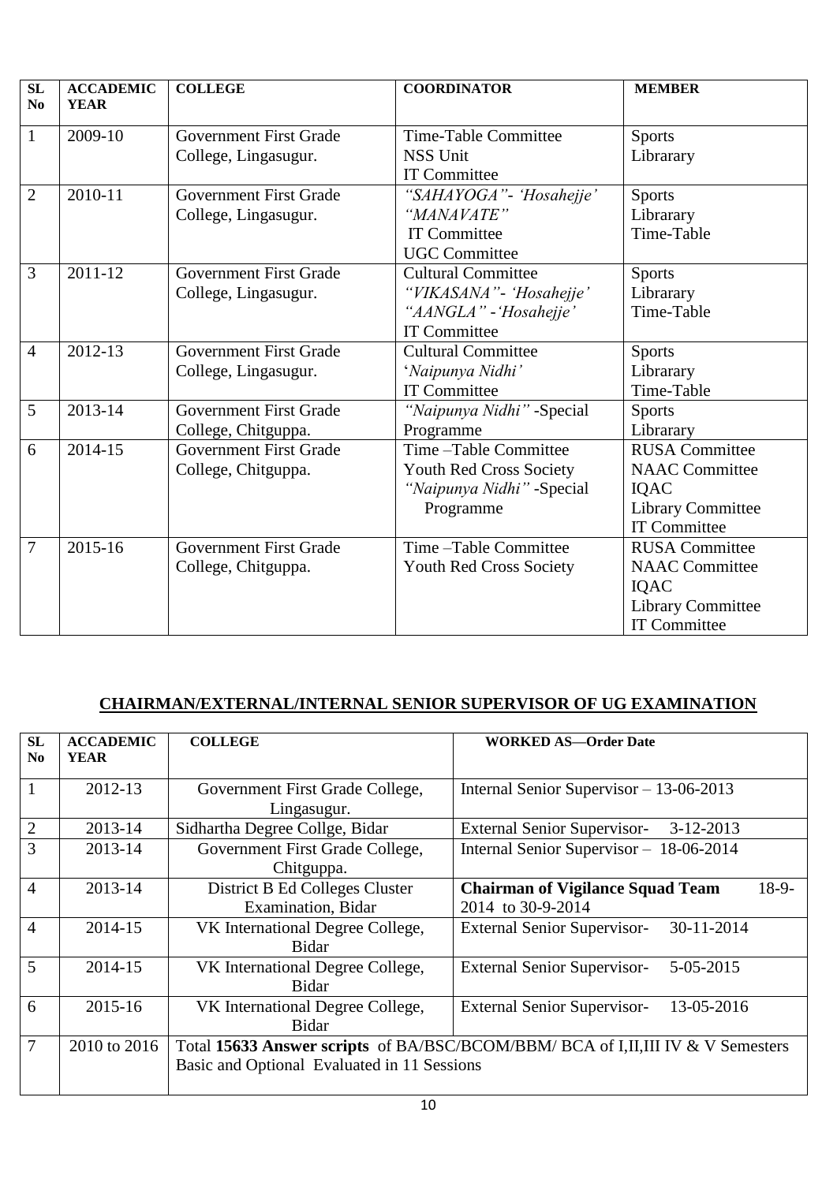| SL No | ACCADEMIC YEAR | COLLEGE | COORDINATOR | MEMBER |
|---|---|---|---|---|
| 1 | 2009-10 | Government First Grade College, Lingasugur. | Time-Table Committee<br>NSS Unit<br>IT Committee | Sports<br>Librarary |
| 2 | 2010-11 | Government First Grade College, Lingasugur. | *"SAHAYOGA"- 'Hosahejje'*<br>*"MANAVATE"*<br>IT Committee<br>UGC Committee | Sports<br>Librarary<br>Time-Table |
| 3 | 2011-12 | Government First Grade College, Lingasugur. | Cultural Committee<br>*"VIKASANA"- 'Hosahejje'*<br>*"AANGLA" -'Hosahejje'*<br>IT Committee | Sports<br>Librarary<br>Time-Table |
| 4 | 2012-13 | Government First Grade College, Lingasugur. | Cultural Committee<br>'*Naipunya Nidhi'*<br>IT Committee | Sports<br>Librarary<br>Time-Table |
| 5 | 2013-14 | Government First Grade College, Chitguppa. | *"Naipunya Nidhi"* -Special Programme | Sports<br>Librarary |
| 6 | 2014-15 | Government First Grade College, Chitguppa. | Time –Table Committee<br>Youth Red Cross Society<br>*"Naipunya Nidhi"* -Special Programme | RUSA Committee<br>NAAC Committee<br>IQAC<br>Library Committee<br>IT Committee |
| 7 | 2015-16 | Government First Grade College, Chitguppa. | Time –Table Committee<br>Youth Red Cross Society | RUSA Committee<br>NAAC Committee<br>IQAC<br>Library Committee<br>IT Committee |

## CHAIRMAN/EXTERNAL/INTERNAL SENIOR SUPERVISOR OF UG EXAMINATION

| SL No | ACCADEMIC YEAR | COLLEGE | WORKED AS—Order Date |
|---|---|---|---|
| 1 | 2012-13 | Government First Grade College, Lingasugur. | Internal Senior Supervisor – 13-06-2013 |
| 2 | 2013-14 | Sidhartha Degree Collge, Bidar | External Senior Supervisor- 3-12-2013 |
| 3 | 2013-14 | Government First Grade College, Chitguppa. | Internal Senior Supervisor – 18-06-2014 |
| 4 | 2013-14 | District B Ed Colleges Cluster Examination, Bidar | **Chairman of Vigilance Squad Team** 18-9-2014 to 30-9-2014 |
| 4 | 2014-15 | VK International Degree College, Bidar | External Senior Supervisor- 30-11-2014 |
| 5 | 2014-15 | VK International Degree College, Bidar | External Senior Supervisor- 5-05-2015 |
| 6 | 2015-16 | VK International Degree College, Bidar | External Senior Supervisor- 13-05-2016 |
| 7 | 2010 to 2016 | Total **15633 Answer scripts** of BA/BSC/BCOM/BBM/ BCA of I,II,III IV & V Semesters Basic and Optional Evaluated in 11 Sessions | |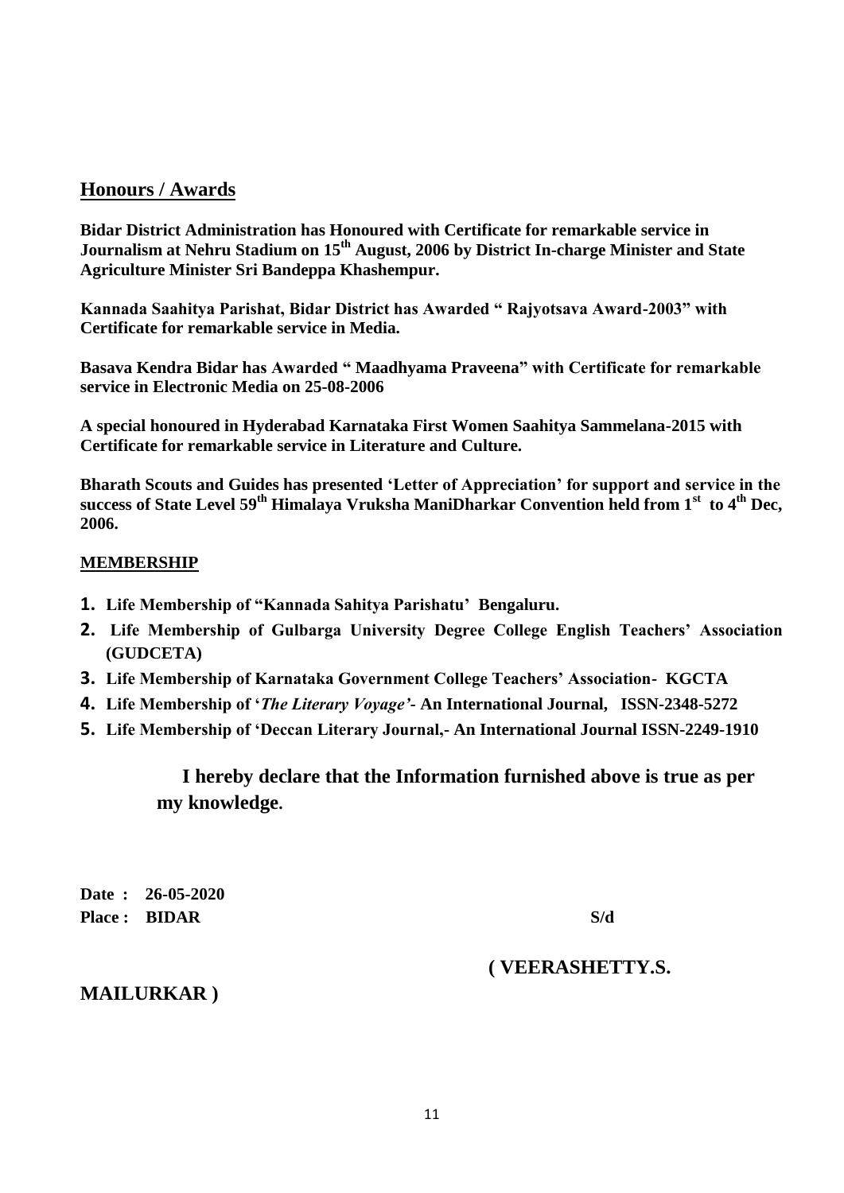## Honours / Awards

**Bidar District Administration has Honoured with Certificate for remarkable service in Journalism at Nehru Stadium on 15th August, 2006 by District In-charge Minister and State Agriculture Minister Sri Bandeppa Khashempur.**

**Kannada Saahitya Parishat, Bidar District has Awarded " Rajyotsava Award-2003" with Certificate for remarkable service in Media.**

**Basava Kendra Bidar has Awarded " Maadhyama Praveena" with Certificate for remarkable service in Electronic Media on 25-08-2006**

**A special honoured in Hyderabad Karnataka First Women Saahitya Sammelana-2015 with Certificate for remarkable service in Literature and Culture.**

**Bharath Scouts and Guides has presented 'Letter of Appreciation' for support and service in the success of State Level 59th Himalaya Vruksha ManiDharkar Convention held from 1st to 4th Dec, 2006.**

### MEMBERSHIP

1. **Life Membership of "Kannada Sahitya Parishatu' Bengaluru.**
2. **Life Membership of Gulbarga University Degree College English Teachers' Association (GUDCETA)**
3. **Life Membership of Karnataka Government College Teachers' Association- KGCTA**
4. **Life Membership of '*The Literary Voyage'*- An International Journal, ISSN-2348-5272**
5. **Life Membership of 'Deccan Literary Journal,- An International Journal ISSN-2249-1910**

**I hereby declare that the Information furnished above is true as per my knowledge.**

**Date : 26-05-2020**
**Place : BIDAR** **S/d**

**( VEERASHETTY.S. MAILURKAR )**